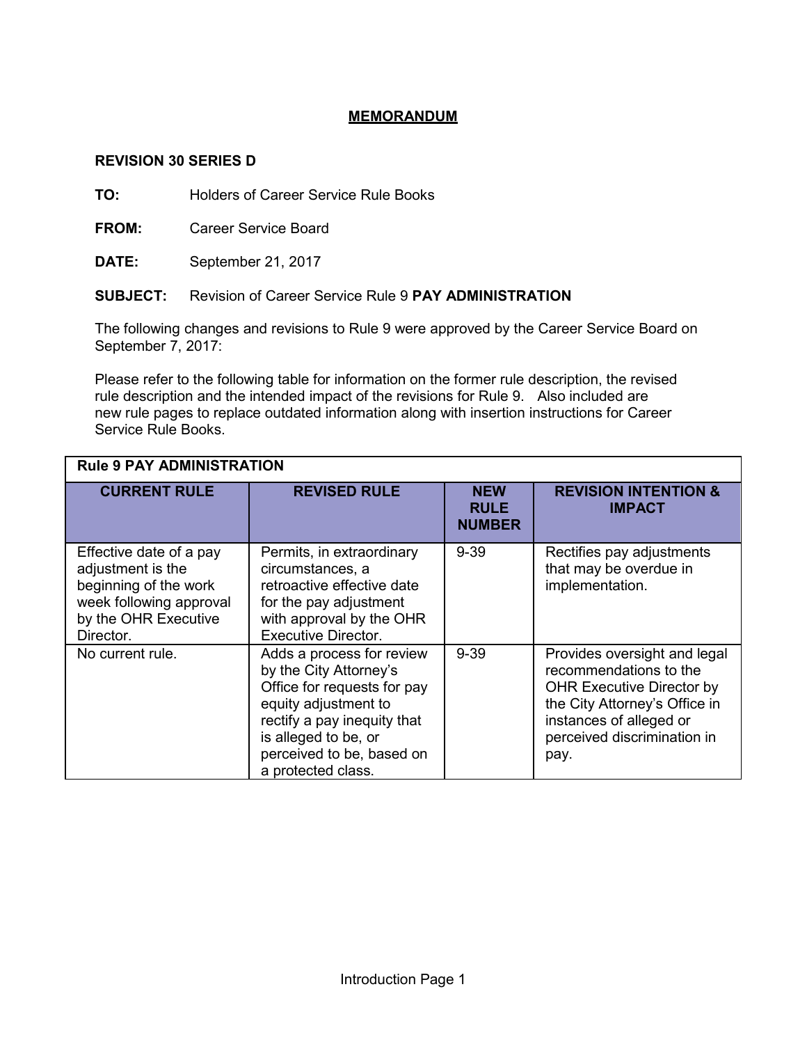# MEMORANDUM

**REVISION 30 SERIES D**

**TO:** Holders of Career Service Rule Books

**FROM:** Career Service Board

**DATE:** September 21, 2017

**SUBJECT:** Revision of Career Service Rule 9 **PAY ADMINISTRATION**

The following changes and revisions to Rule 9 were approved by the Career Service Board on September 7, 2017:

Please refer to the following table for information on the former rule description, the revised rule description and the intended impact of the revisions for Rule 9. Also included are new rule pages to replace outdated information along with insertion instructions for Career Service Rule Books.

| **Rule 9 PAY ADMINISTRATION** | | | |
|---|---|---|---|
| **CURRENT RULE** | **REVISED RULE** | **NEW RULE NUMBER** | **REVISION INTENTION & IMPACT** |
| Effective date of a pay adjustment is the beginning of the work week following approval by the OHR Executive Director. | Permits, in extraordinary circumstances, a retroactive effective date for the pay adjustment with approval by the OHR Executive Director. | 9-39 | Rectifies pay adjustments that may be overdue in implementation. |
| No current rule. | Adds a process for review by the City Attorney's Office for requests for pay equity adjustment to rectify a pay inequity that is alleged to be, or perceived to be, based on a protected class. | 9-39 | Provides oversight and legal recommendations to the OHR Executive Director by the City Attorney's Office in instances of alleged or perceived discrimination in pay. |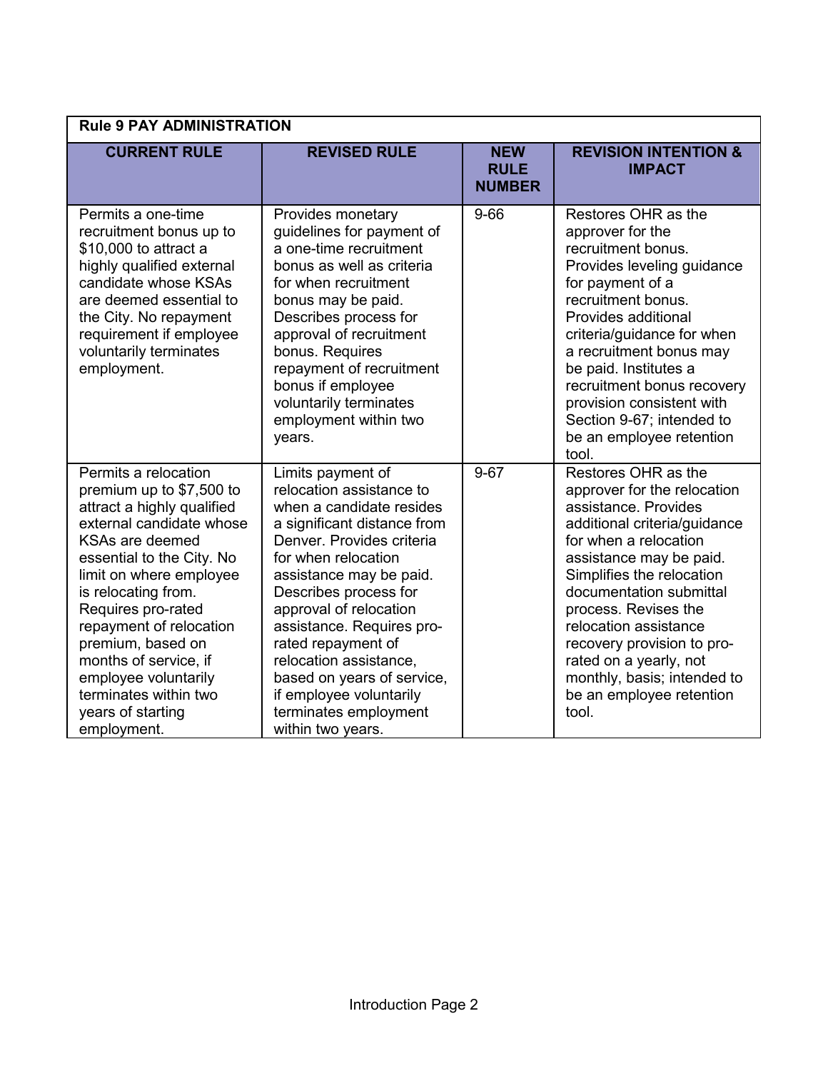| **Rule 9 PAY ADMINISTRATION** | | | |
|---|---|---|---|
| **CURRENT RULE** | **REVISED RULE** | **NEW RULE NUMBER** | **REVISION INTENTION & IMPACT** |
| Permits a one-time recruitment bonus up to $10,000 to attract a highly qualified external candidate whose KSAs are deemed essential to the City. No repayment requirement if employee voluntarily terminates employment. | Provides monetary guidelines for payment of a one-time recruitment bonus as well as criteria for when recruitment bonus may be paid. Describes process for approval of recruitment bonus. Requires repayment of recruitment bonus if employee voluntarily terminates employment within two years. | 9-66 | Restores OHR as the approver for the recruitment bonus. Provides leveling guidance for payment of a recruitment bonus. Provides additional criteria/guidance for when a recruitment bonus may be paid. Institutes a recruitment bonus recovery provision consistent with Section 9-67; intended to be an employee retention tool. |
| Permits a relocation premium up to $7,500 to attract a highly qualified external candidate whose KSAs are deemed essential to the City. No limit on where employee is relocating from. Requires pro-rated repayment of relocation premium, based on months of service, if employee voluntarily terminates within two years of starting employment. | Limits payment of relocation assistance to when a candidate resides a significant distance from Denver. Provides criteria for when relocation assistance may be paid. Describes process for approval of relocation assistance. Requires pro-rated repayment of relocation assistance, based on years of service, if employee voluntarily terminates employment within two years. | 9-67 | Restores OHR as the approver for the relocation assistance. Provides additional criteria/guidance for when a relocation assistance may be paid. Simplifies the relocation documentation submittal process. Revises the relocation assistance recovery provision to pro-rated on a yearly, not monthly, basis; intended to be an employee retention tool. |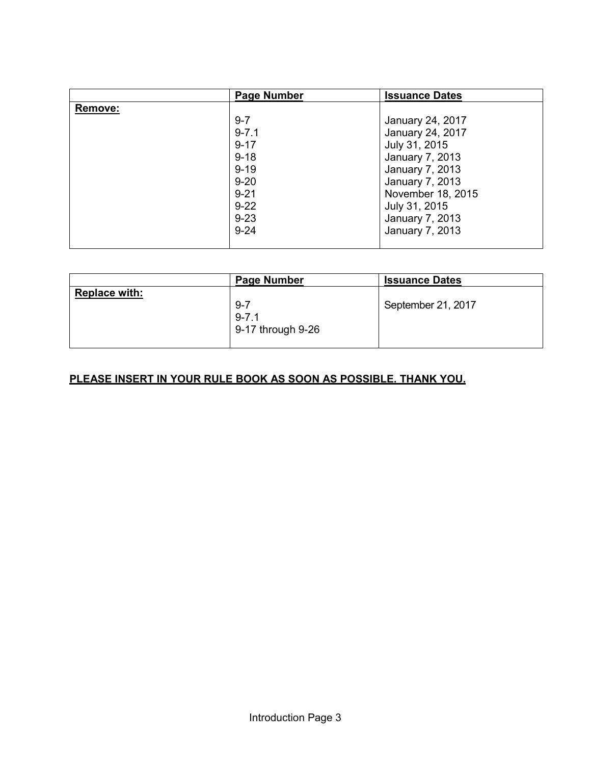| | Page Number | Issuance Dates |
|---|---|---|
| **Remove:** | | |
| | 9-7 | January 24, 2017 |
| | 9-7.1 | January 24, 2017 |
| | 9-17 | July 31, 2015 |
| | 9-18 | January 7, 2013 |
| | 9-19 | January 7, 2013 |
| | 9-20 | January 7, 2013 |
| | 9-21 | November 18, 2015 |
| | 9-22 | July 31, 2015 |
| | 9-23 | January 7, 2013 |
| | 9-24 | January 7, 2013 |

| | Page Number | Issuance Dates |
|---|---|---|
| **Replace with:** | | |
| | 9-7 | September 21, 2017 |
| | 9-7.1 | |
| | 9-17 through 9-26 | |

**PLEASE INSERT IN YOUR RULE BOOK AS SOON AS POSSIBLE. THANK YOU.**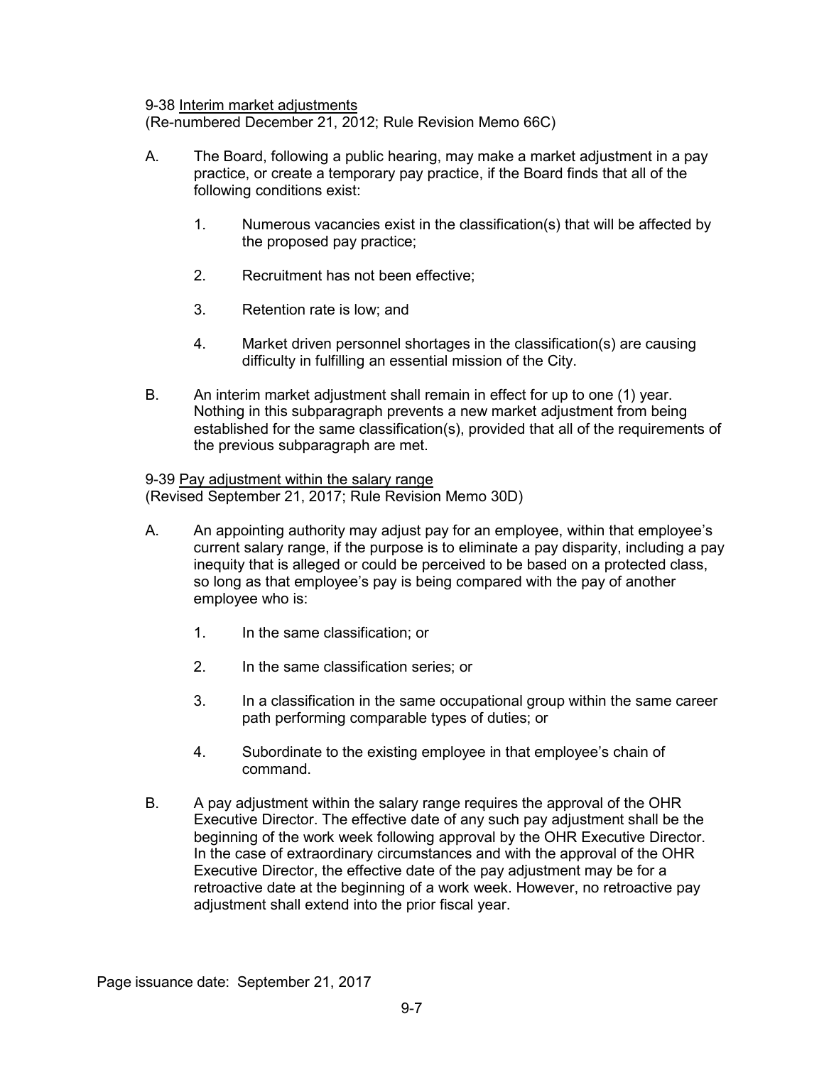9-38 Interim market adjustments
(Re-numbered December 21, 2012; Rule Revision Memo 66C)

A. The Board, following a public hearing, may make a market adjustment in a pay practice, or create a temporary pay practice, if the Board finds that all of the following conditions exist:

   1. Numerous vacancies exist in the classification(s) that will be affected by the proposed pay practice;

   2. Recruitment has not been effective;

   3. Retention rate is low; and

   4. Market driven personnel shortages in the classification(s) are causing difficulty in fulfilling an essential mission of the City.

B. An interim market adjustment shall remain in effect for up to one (1) year. Nothing in this subparagraph prevents a new market adjustment from being established for the same classification(s), provided that all of the requirements of the previous subparagraph are met.

9-39 Pay adjustment within the salary range
(Revised September 21, 2017; Rule Revision Memo 30D)

A. An appointing authority may adjust pay for an employee, within that employee's current salary range, if the purpose is to eliminate a pay disparity, including a pay inequity that is alleged or could be perceived to be based on a protected class, so long as that employee's pay is being compared with the pay of another employee who is:

   1. In the same classification; or

   2. In the same classification series; or

   3. In a classification in the same occupational group within the same career path performing comparable types of duties; or

   4. Subordinate to the existing employee in that employee's chain of command.

B. A pay adjustment within the salary range requires the approval of the OHR Executive Director. The effective date of any such pay adjustment shall be the beginning of the work week following approval by the OHR Executive Director. In the case of extraordinary circumstances and with the approval of the OHR Executive Director, the effective date of the pay adjustment may be for a retroactive date at the beginning of a work week. However, no retroactive pay adjustment shall extend into the prior fiscal year.

Page issuance date: September 21, 2017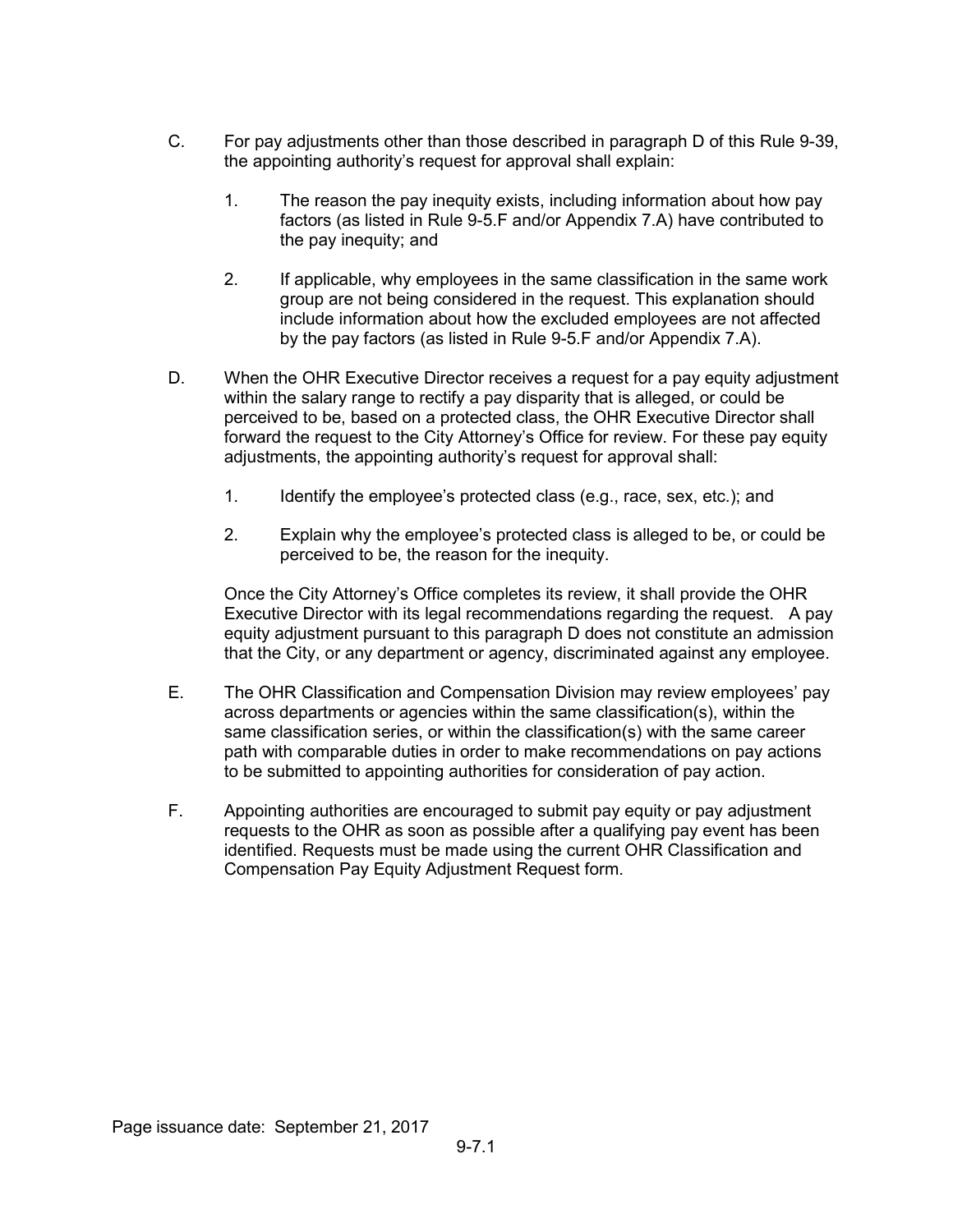C. For pay adjustments other than those described in paragraph D of this Rule 9-39, the appointing authority's request for approval shall explain:

   1. The reason the pay inequity exists, including information about how pay factors (as listed in Rule 9-5.F and/or Appendix 7.A) have contributed to the pay inequity; and

   2. If applicable, why employees in the same classification in the same work group are not being considered in the request. This explanation should include information about how the excluded employees are not affected by the pay factors (as listed in Rule 9-5.F and/or Appendix 7.A).

D. When the OHR Executive Director receives a request for a pay equity adjustment within the salary range to rectify a pay disparity that is alleged, or could be perceived to be, based on a protected class, the OHR Executive Director shall forward the request to the City Attorney's Office for review. For these pay equity adjustments, the appointing authority's request for approval shall:

   1. Identify the employee's protected class (e.g., race, sex, etc.); and

   2. Explain why the employee's protected class is alleged to be, or could be perceived to be, the reason for the inequity.

   Once the City Attorney's Office completes its review, it shall provide the OHR Executive Director with its legal recommendations regarding the request. A pay equity adjustment pursuant to this paragraph D does not constitute an admission that the City, or any department or agency, discriminated against any employee.

E. The OHR Classification and Compensation Division may review employees' pay across departments or agencies within the same classification(s), within the same classification series, or within the classification(s) with the same career path with comparable duties in order to make recommendations on pay actions to be submitted to appointing authorities for consideration of pay action.

F. Appointing authorities are encouraged to submit pay equity or pay adjustment requests to the OHR as soon as possible after a qualifying pay event has been identified. Requests must be made using the current OHR Classification and Compensation Pay Equity Adjustment Request form.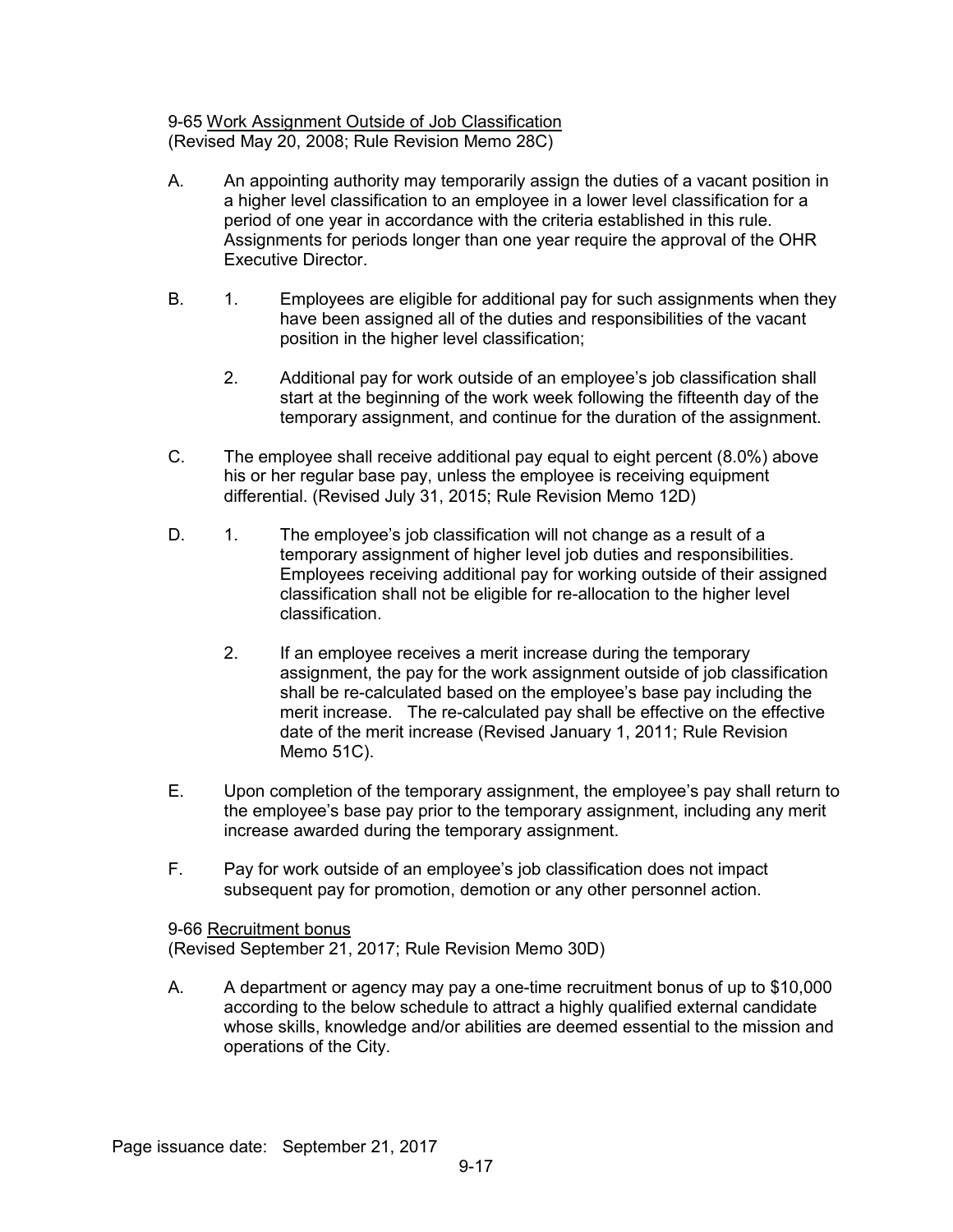9-65 <u>Work Assignment Outside of Job Classification</u>
(Revised May 20, 2008; Rule Revision Memo 28C)

A. An appointing authority may temporarily assign the duties of a vacant position in a higher level classification to an employee in a lower level classification for a period of one year in accordance with the criteria established in this rule. Assignments for periods longer than one year require the approval of the OHR Executive Director.

B.
1. Employees are eligible for additional pay for such assignments when they have been assigned all of the duties and responsibilities of the vacant position in the higher level classification;
2. Additional pay for work outside of an employee's job classification shall start at the beginning of the work week following the fifteenth day of the temporary assignment, and continue for the duration of the assignment.

C. The employee shall receive additional pay equal to eight percent (8.0%) above his or her regular base pay, unless the employee is receiving equipment differential. (Revised July 31, 2015; Rule Revision Memo 12D)

D.
1. The employee's job classification will not change as a result of a temporary assignment of higher level job duties and responsibilities. Employees receiving additional pay for working outside of their assigned classification shall not be eligible for re-allocation to the higher level classification.
2. If an employee receives a merit increase during the temporary assignment, the pay for the work assignment outside of job classification shall be re-calculated based on the employee's base pay including the merit increase. The re-calculated pay shall be effective on the effective date of the merit increase (Revised January 1, 2011; Rule Revision Memo 51C).

E. Upon completion of the temporary assignment, the employee's pay shall return to the employee's base pay prior to the temporary assignment, including any merit increase awarded during the temporary assignment.

F. Pay for work outside of an employee's job classification does not impact subsequent pay for promotion, demotion or any other personnel action.

9-66 <u>Recruitment bonus</u>
(Revised September 21, 2017; Rule Revision Memo 30D)

A. A department or agency may pay a one-time recruitment bonus of up to $10,000 according to the below schedule to attract a highly qualified external candidate whose skills, knowledge and/or abilities are deemed essential to the mission and operations of the City.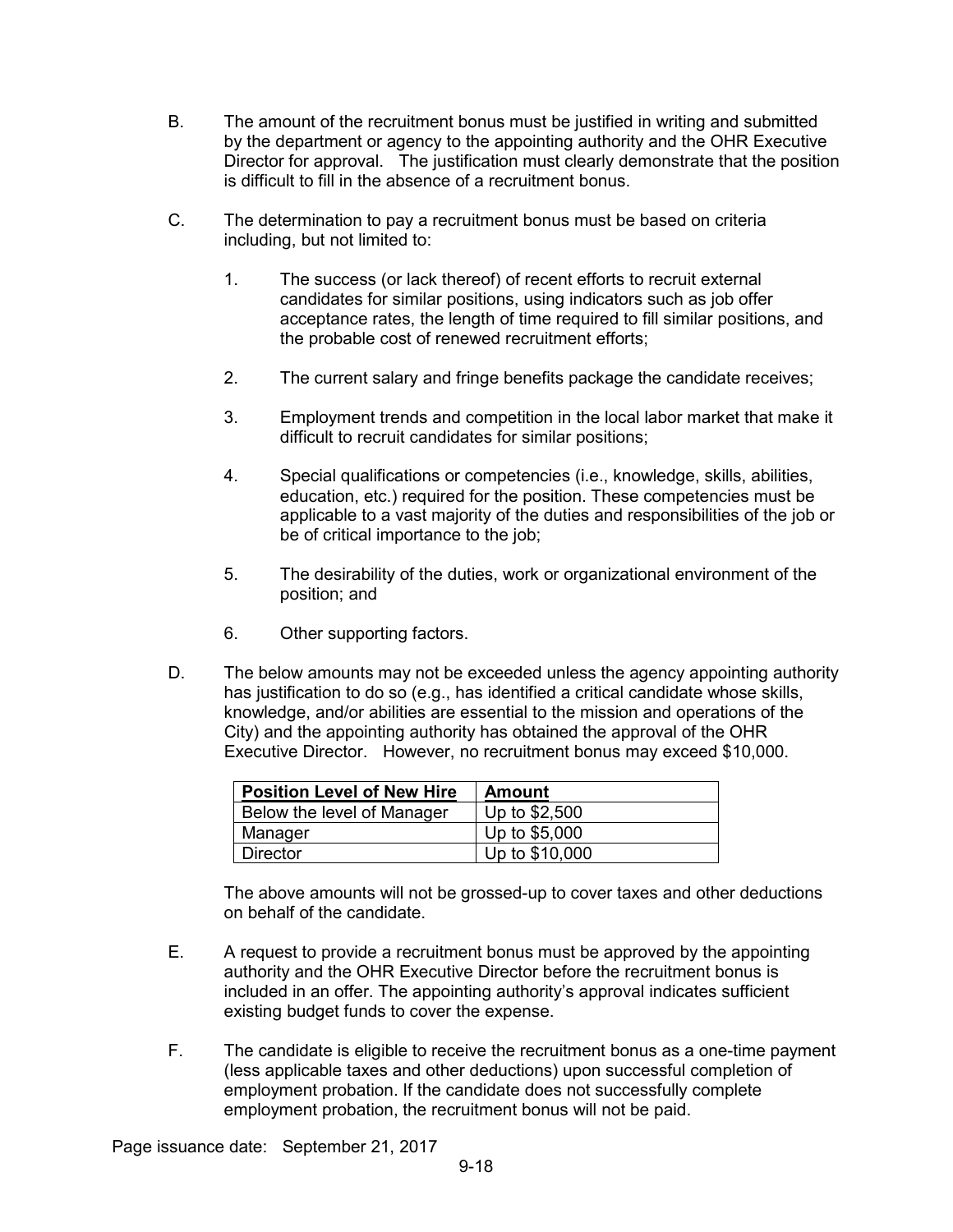B. The amount of the recruitment bonus must be justified in writing and submitted by the department or agency to the appointing authority and the OHR Executive Director for approval. The justification must clearly demonstrate that the position is difficult to fill in the absence of a recruitment bonus.

C. The determination to pay a recruitment bonus must be based on criteria including, but not limited to:

   1. The success (or lack thereof) of recent efforts to recruit external candidates for similar positions, using indicators such as job offer acceptance rates, the length of time required to fill similar positions, and the probable cost of renewed recruitment efforts;

   2. The current salary and fringe benefits package the candidate receives;

   3. Employment trends and competition in the local labor market that make it difficult to recruit candidates for similar positions;

   4. Special qualifications or competencies (i.e., knowledge, skills, abilities, education, etc.) required for the position. These competencies must be applicable to a vast majority of the duties and responsibilities of the job or be of critical importance to the job;

   5. The desirability of the duties, work or organizational environment of the position; and

   6. Other supporting factors.

D. The below amounts may not be exceeded unless the agency appointing authority has justification to do so (e.g., has identified a critical candidate whose skills, knowledge, and/or abilities are essential to the mission and operations of the City) and the appointing authority has obtained the approval of the OHR Executive Director. However, no recruitment bonus may exceed $10,000.

| **Position Level of New Hire** | **Amount** |
|---|---|
| Below the level of Manager | Up to $2,500 |
| Manager | Up to $5,000 |
| Director | Up to $10,000 |

The above amounts will not be grossed-up to cover taxes and other deductions on behalf of the candidate.

E. A request to provide a recruitment bonus must be approved by the appointing authority and the OHR Executive Director before the recruitment bonus is included in an offer. The appointing authority's approval indicates sufficient existing budget funds to cover the expense.

F. The candidate is eligible to receive the recruitment bonus as a one-time payment (less applicable taxes and other deductions) upon successful completion of employment probation. If the candidate does not successfully complete employment probation, the recruitment bonus will not be paid.

Page issuance date: September 21, 2017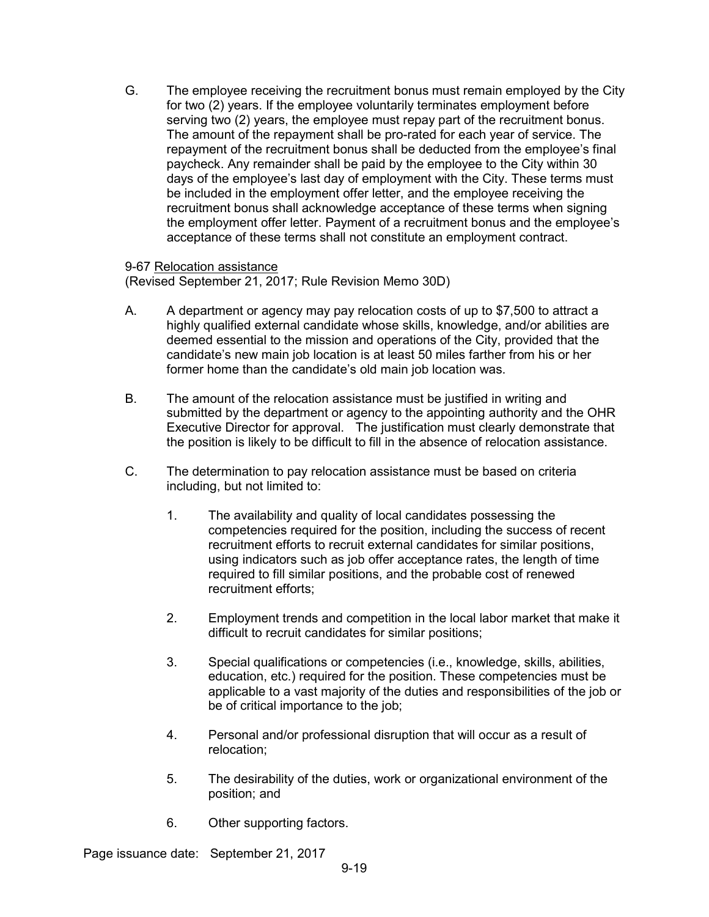G. The employee receiving the recruitment bonus must remain employed by the City for two (2) years. If the employee voluntarily terminates employment before serving two (2) years, the employee must repay part of the recruitment bonus. The amount of the repayment shall be pro-rated for each year of service. The repayment of the recruitment bonus shall be deducted from the employee's final paycheck. Any remainder shall be paid by the employee to the City within 30 days of the employee's last day of employment with the City. These terms must be included in the employment offer letter, and the employee receiving the recruitment bonus shall acknowledge acceptance of these terms when signing the employment offer letter. Payment of a recruitment bonus and the employee's acceptance of these terms shall not constitute an employment contract.

9-67 Relocation assistance
(Revised September 21, 2017; Rule Revision Memo 30D)

A. A department or agency may pay relocation costs of up to $7,500 to attract a highly qualified external candidate whose skills, knowledge, and/or abilities are deemed essential to the mission and operations of the City, provided that the candidate's new main job location is at least 50 miles farther from his or her former home than the candidate's old main job location was.

B. The amount of the relocation assistance must be justified in writing and submitted by the department or agency to the appointing authority and the OHR Executive Director for approval. The justification must clearly demonstrate that the position is likely to be difficult to fill in the absence of relocation assistance.

C. The determination to pay relocation assistance must be based on criteria including, but not limited to:

1. The availability and quality of local candidates possessing the competencies required for the position, including the success of recent recruitment efforts to recruit external candidates for similar positions, using indicators such as job offer acceptance rates, the length of time required to fill similar positions, and the probable cost of renewed recruitment efforts;

2. Employment trends and competition in the local labor market that make it difficult to recruit candidates for similar positions;

3. Special qualifications or competencies (i.e., knowledge, skills, abilities, education, etc.) required for the position. These competencies must be applicable to a vast majority of the duties and responsibilities of the job or be of critical importance to the job;

4. Personal and/or professional disruption that will occur as a result of relocation;

5. The desirability of the duties, work or organizational environment of the position; and

6. Other supporting factors.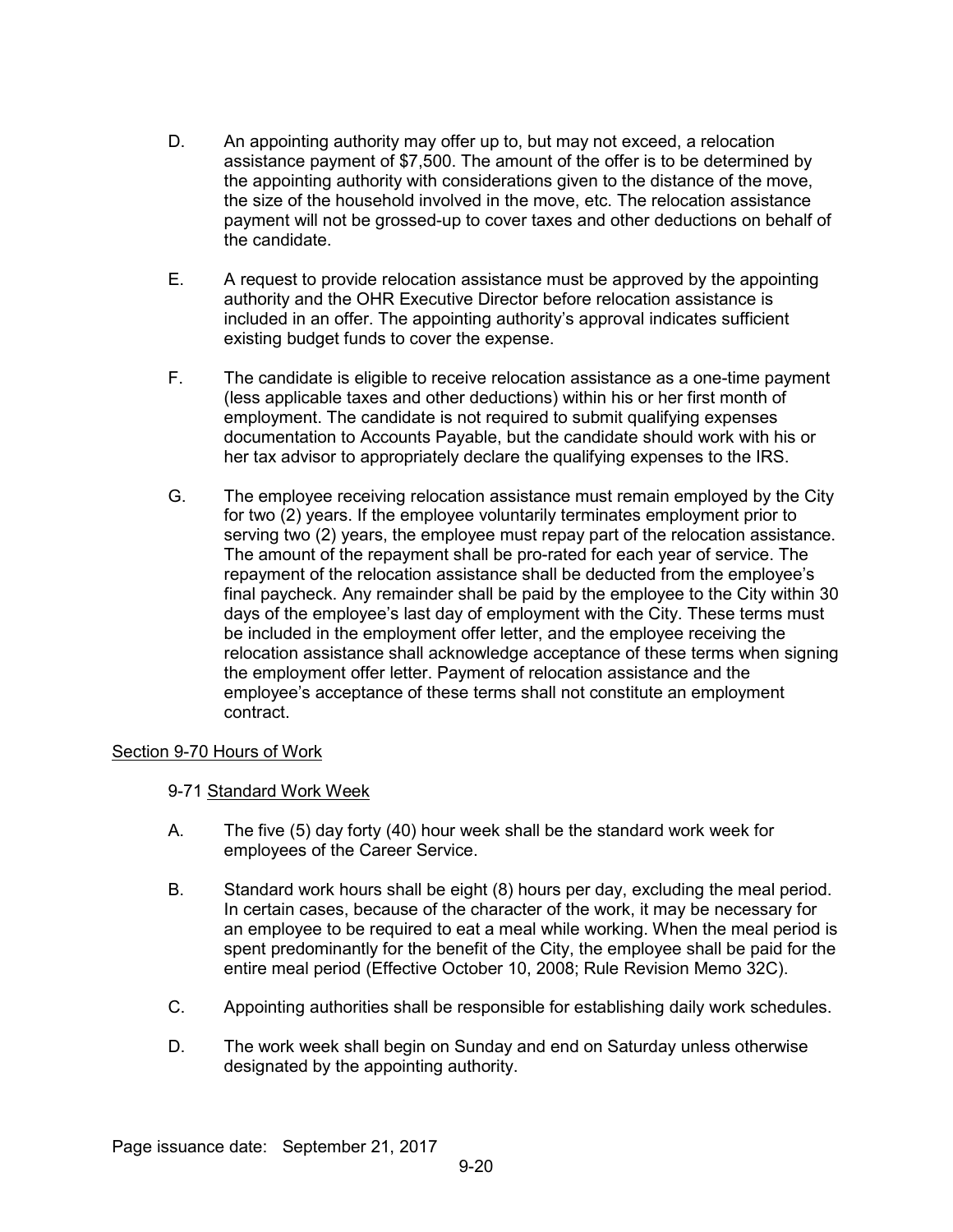D. An appointing authority may offer up to, but may not exceed, a relocation assistance payment of $7,500. The amount of the offer is to be determined by the appointing authority with considerations given to the distance of the move, the size of the household involved in the move, etc. The relocation assistance payment will not be grossed-up to cover taxes and other deductions on behalf of the candidate.

E. A request to provide relocation assistance must be approved by the appointing authority and the OHR Executive Director before relocation assistance is included in an offer. The appointing authority's approval indicates sufficient existing budget funds to cover the expense.

F. The candidate is eligible to receive relocation assistance as a one-time payment (less applicable taxes and other deductions) within his or her first month of employment. The candidate is not required to submit qualifying expenses documentation to Accounts Payable, but the candidate should work with his or her tax advisor to appropriately declare the qualifying expenses to the IRS.

G. The employee receiving relocation assistance must remain employed by the City for two (2) years. If the employee voluntarily terminates employment prior to serving two (2) years, the employee must repay part of the relocation assistance. The amount of the repayment shall be pro-rated for each year of service. The repayment of the relocation assistance shall be deducted from the employee's final paycheck. Any remainder shall be paid by the employee to the City within 30 days of the employee's last day of employment with the City. These terms must be included in the employment offer letter, and the employee receiving the relocation assistance shall acknowledge acceptance of these terms when signing the employment offer letter. Payment of relocation assistance and the employee's acceptance of these terms shall not constitute an employment contract.

## Section 9-70 Hours of Work

### 9-71 Standard Work Week

A. The five (5) day forty (40) hour week shall be the standard work week for employees of the Career Service.

B. Standard work hours shall be eight (8) hours per day, excluding the meal period. In certain cases, because of the character of the work, it may be necessary for an employee to be required to eat a meal while working. When the meal period is spent predominantly for the benefit of the City, the employee shall be paid for the entire meal period (Effective October 10, 2008; Rule Revision Memo 32C).

C. Appointing authorities shall be responsible for establishing daily work schedules.

D. The work week shall begin on Sunday and end on Saturday unless otherwise designated by the appointing authority.

Page issuance date: September 21, 2017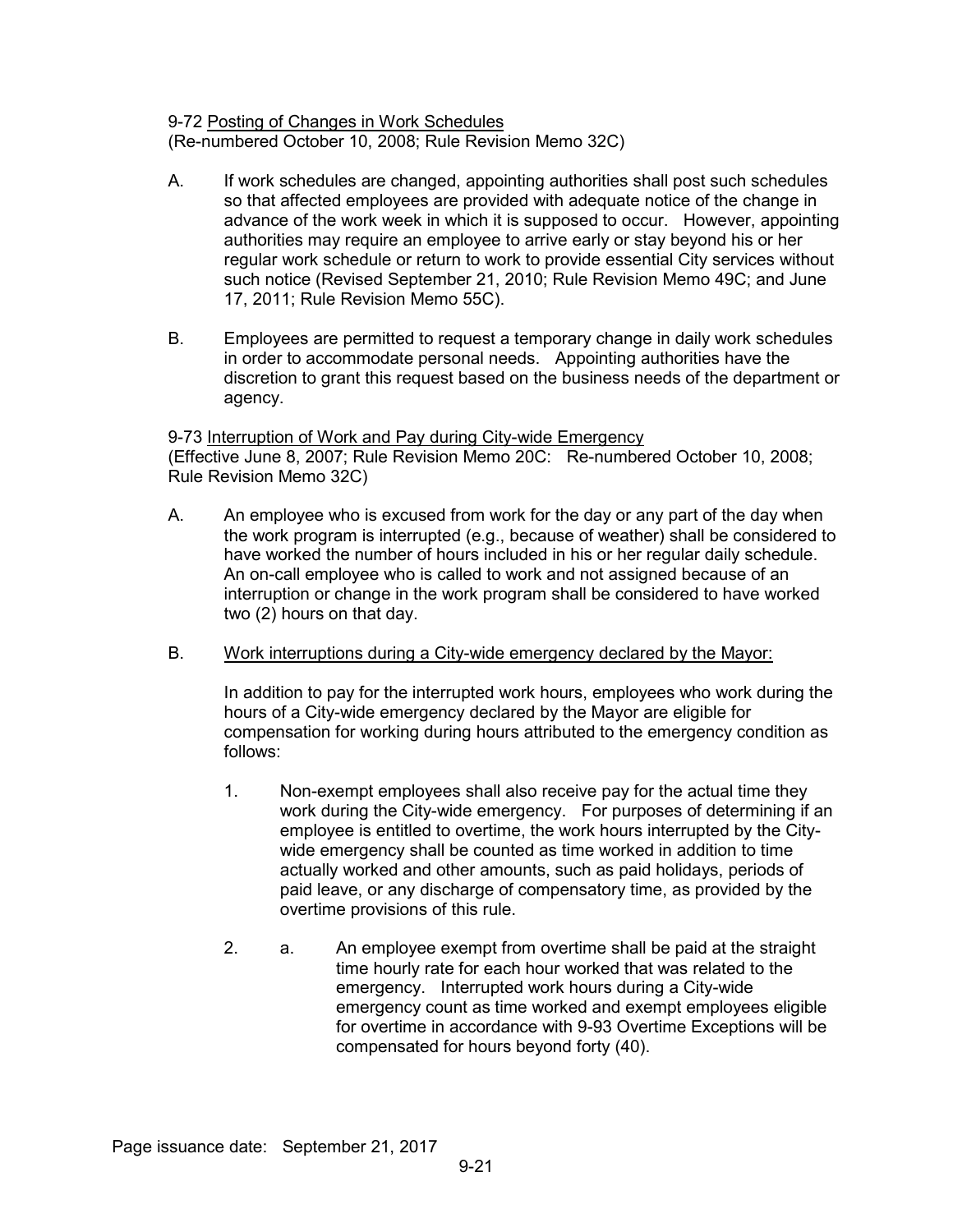9-72 <u>Posting of Changes in Work Schedules</u>
(Re-numbered October 10, 2008; Rule Revision Memo 32C)

A. If work schedules are changed, appointing authorities shall post such schedules so that affected employees are provided with adequate notice of the change in advance of the work week in which it is supposed to occur. However, appointing authorities may require an employee to arrive early or stay beyond his or her regular work schedule or return to work to provide essential City services without such notice (Revised September 21, 2010; Rule Revision Memo 49C; and June 17, 2011; Rule Revision Memo 55C).

B. Employees are permitted to request a temporary change in daily work schedules in order to accommodate personal needs. Appointing authorities have the discretion to grant this request based on the business needs of the department or agency.

9-73 <u>Interruption of Work and Pay during City-wide Emergency</u>
(Effective June 8, 2007; Rule Revision Memo 20C: Re-numbered October 10, 2008; Rule Revision Memo 32C)

A. An employee who is excused from work for the day or any part of the day when the work program is interrupted (e.g., because of weather) shall be considered to have worked the number of hours included in his or her regular daily schedule. An on-call employee who is called to work and not assigned because of an interruption or change in the work program shall be considered to have worked two (2) hours on that day.

B. <u>Work interruptions during a City-wide emergency declared by the Mayor:</u>

   In addition to pay for the interrupted work hours, employees who work during the hours of a City-wide emergency declared by the Mayor are eligible for compensation for working during hours attributed to the emergency condition as follows:

   1. Non-exempt employees shall also receive pay for the actual time they work during the City-wide emergency. For purposes of determining if an employee is entitled to overtime, the work hours interrupted by the City-wide emergency shall be counted as time worked in addition to time actually worked and other amounts, such as paid holidays, periods of paid leave, or any discharge of compensatory time, as provided by the overtime provisions of this rule.

   2. a. An employee exempt from overtime shall be paid at the straight time hourly rate for each hour worked that was related to the emergency. Interrupted work hours during a City-wide emergency count as time worked and exempt employees eligible for overtime in accordance with 9-93 Overtime Exceptions will be compensated for hours beyond forty (40).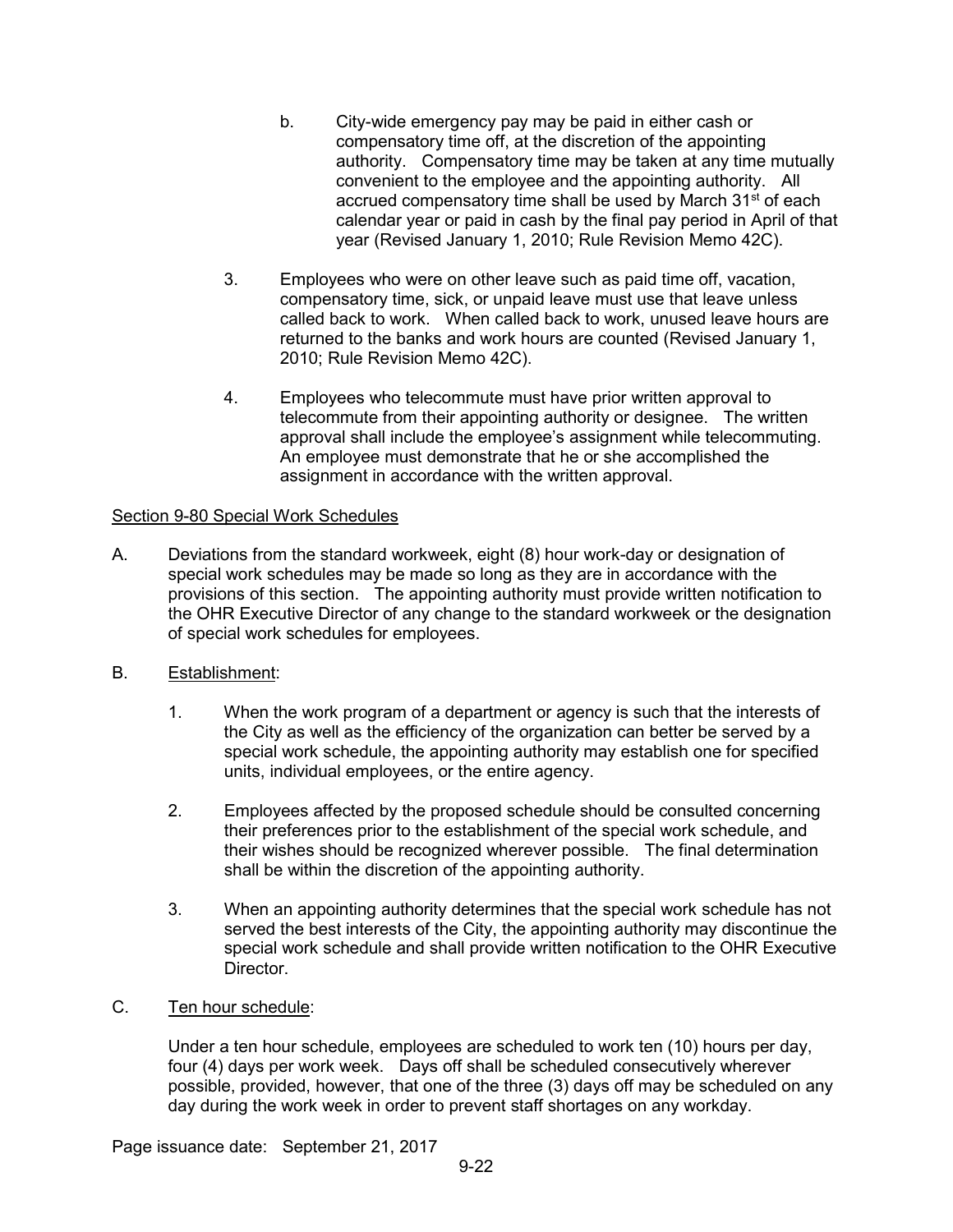b. City-wide emergency pay may be paid in either cash or compensatory time off, at the discretion of the appointing authority. Compensatory time may be taken at any time mutually convenient to the employee and the appointing authority. All accrued compensatory time shall be used by March 31st of each calendar year or paid in cash by the final pay period in April of that year (Revised January 1, 2010; Rule Revision Memo 42C).

3. Employees who were on other leave such as paid time off, vacation, compensatory time, sick, or unpaid leave must use that leave unless called back to work. When called back to work, unused leave hours are returned to the banks and work hours are counted (Revised January 1, 2010; Rule Revision Memo 42C).

4. Employees who telecommute must have prior written approval to telecommute from their appointing authority or designee. The written approval shall include the employee's assignment while telecommuting. An employee must demonstrate that he or she accomplished the assignment in accordance with the written approval.

## Section 9-80 Special Work Schedules

A. Deviations from the standard workweek, eight (8) hour work-day or designation of special work schedules may be made so long as they are in accordance with the provisions of this section. The appointing authority must provide written notification to the OHR Executive Director of any change to the standard workweek or the designation of special work schedules for employees.

B. Establishment:

1. When the work program of a department or agency is such that the interests of the City as well as the efficiency of the organization can better be served by a special work schedule, the appointing authority may establish one for specified units, individual employees, or the entire agency.

2. Employees affected by the proposed schedule should be consulted concerning their preferences prior to the establishment of the special work schedule, and their wishes should be recognized wherever possible. The final determination shall be within the discretion of the appointing authority.

3. When an appointing authority determines that the special work schedule has not served the best interests of the City, the appointing authority may discontinue the special work schedule and shall provide written notification to the OHR Executive Director.

C. Ten hour schedule:

Under a ten hour schedule, employees are scheduled to work ten (10) hours per day, four (4) days per work week. Days off shall be scheduled consecutively wherever possible, provided, however, that one of the three (3) days off may be scheduled on any day during the work week in order to prevent staff shortages on any workday.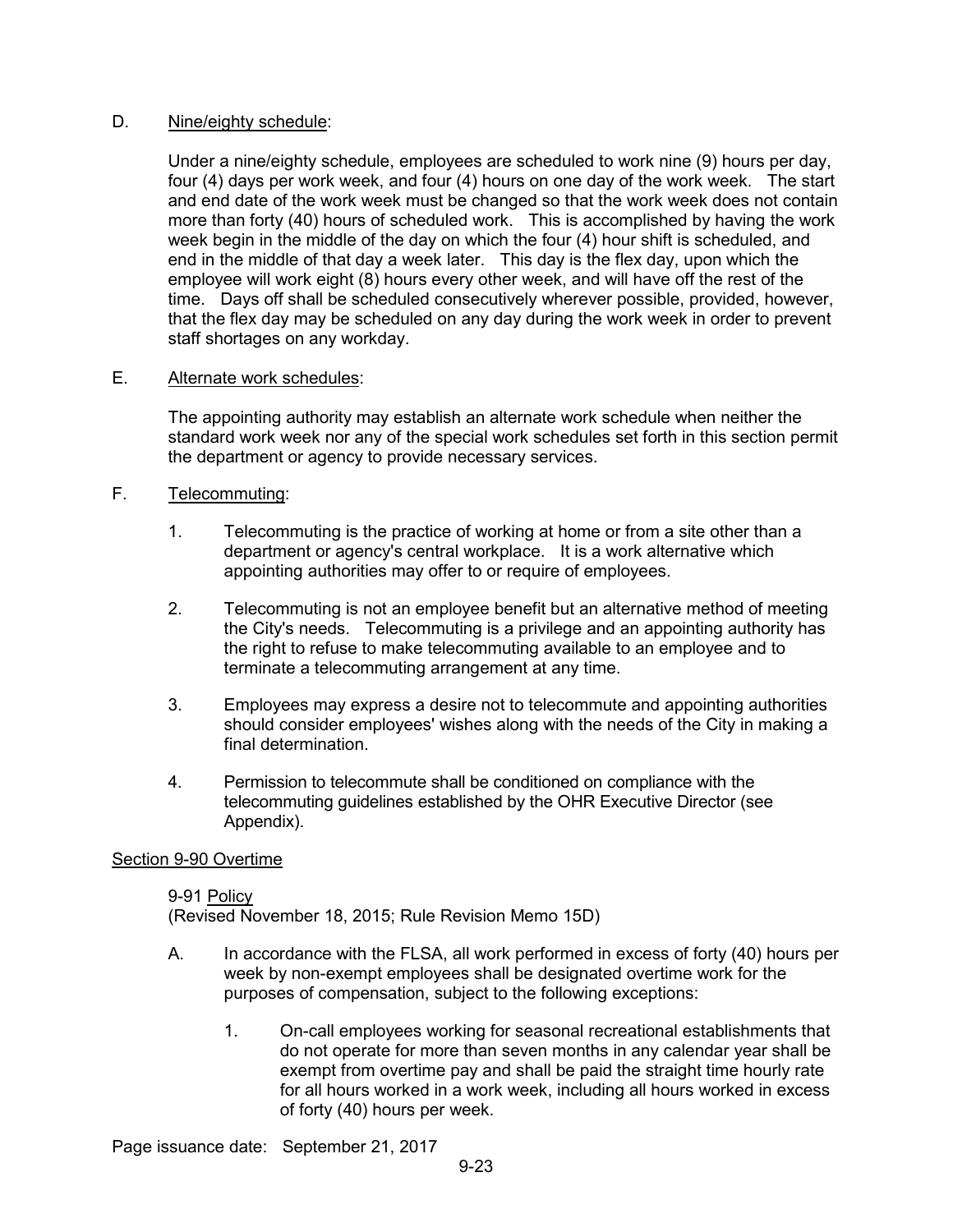D. Nine/eighty schedule:

Under a nine/eighty schedule, employees are scheduled to work nine (9) hours per day, four (4) days per work week, and four (4) hours on one day of the work week. The start and end date of the work week must be changed so that the work week does not contain more than forty (40) hours of scheduled work. This is accomplished by having the work week begin in the middle of the day on which the four (4) hour shift is scheduled, and end in the middle of that day a week later. This day is the flex day, upon which the employee will work eight (8) hours every other week, and will have off the rest of the time. Days off shall be scheduled consecutively wherever possible, provided, however, that the flex day may be scheduled on any day during the work week in order to prevent staff shortages on any workday.

E. Alternate work schedules:

The appointing authority may establish an alternate work schedule when neither the standard work week nor any of the special work schedules set forth in this section permit the department or agency to provide necessary services.

F. Telecommuting:

1. Telecommuting is the practice of working at home or from a site other than a department or agency's central workplace. It is a work alternative which appointing authorities may offer to or require of employees.

2. Telecommuting is not an employee benefit but an alternative method of meeting the City's needs. Telecommuting is a privilege and an appointing authority has the right to refuse to make telecommuting available to an employee and to terminate a telecommuting arrangement at any time.

3. Employees may express a desire not to telecommute and appointing authorities should consider employees' wishes along with the needs of the City in making a final determination.

4. Permission to telecommute shall be conditioned on compliance with the telecommuting guidelines established by the OHR Executive Director (see Appendix).

## Section 9-90 Overtime

### 9-91 Policy

(Revised November 18, 2015; Rule Revision Memo 15D)

A. In accordance with the FLSA, all work performed in excess of forty (40) hours per week by non-exempt employees shall be designated overtime work for the purposes of compensation, subject to the following exceptions:

   1. On-call employees working for seasonal recreational establishments that do not operate for more than seven months in any calendar year shall be exempt from overtime pay and shall be paid the straight time hourly rate for all hours worked in a work week, including all hours worked in excess of forty (40) hours per week.

Page issuance date: September 21, 2017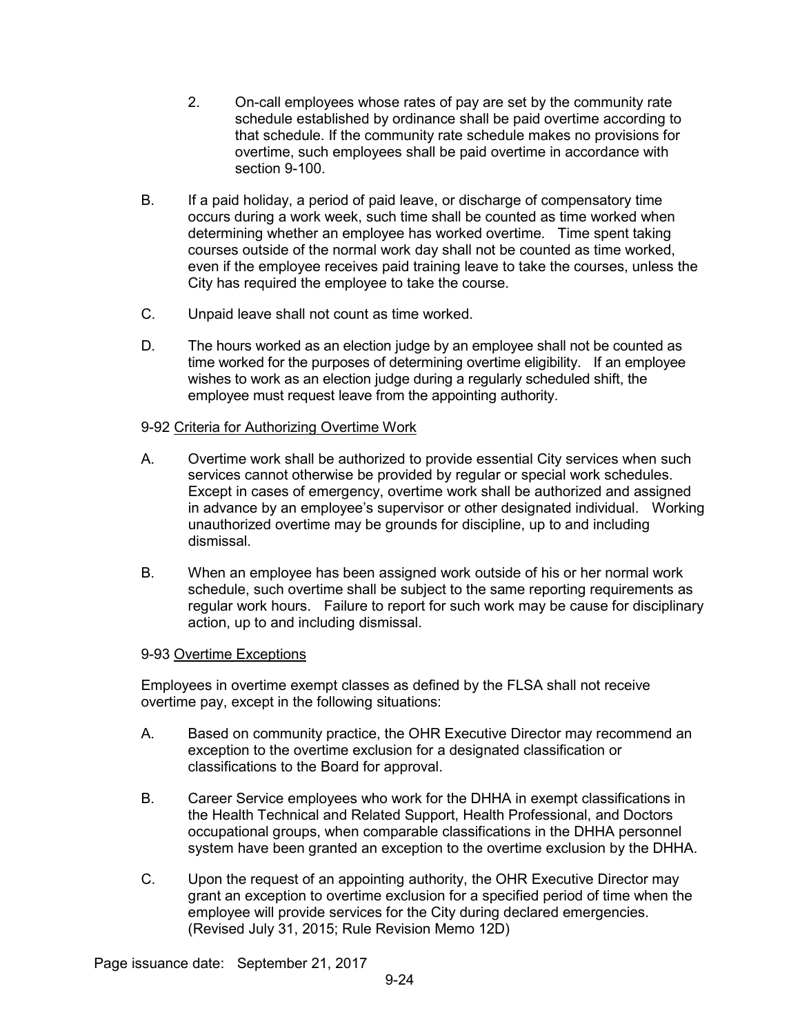2. On-call employees whose rates of pay are set by the community rate schedule established by ordinance shall be paid overtime according to that schedule. If the community rate schedule makes no provisions for overtime, such employees shall be paid overtime in accordance with section 9-100.

B. If a paid holiday, a period of paid leave, or discharge of compensatory time occurs during a work week, such time shall be counted as time worked when determining whether an employee has worked overtime. Time spent taking courses outside of the normal work day shall not be counted as time worked, even if the employee receives paid training leave to take the courses, unless the City has required the employee to take the course.

C. Unpaid leave shall not count as time worked.

D. The hours worked as an election judge by an employee shall not be counted as time worked for the purposes of determining overtime eligibility. If an employee wishes to work as an election judge during a regularly scheduled shift, the employee must request leave from the appointing authority.

9-92 <u>Criteria for Authorizing Overtime Work</u>

A. Overtime work shall be authorized to provide essential City services when such services cannot otherwise be provided by regular or special work schedules. Except in cases of emergency, overtime work shall be authorized and assigned in advance by an employee's supervisor or other designated individual. Working unauthorized overtime may be grounds for discipline, up to and including dismissal.

B. When an employee has been assigned work outside of his or her normal work schedule, such overtime shall be subject to the same reporting requirements as regular work hours. Failure to report for such work may be cause for disciplinary action, up to and including dismissal.

9-93 <u>Overtime Exceptions</u>

Employees in overtime exempt classes as defined by the FLSA shall not receive overtime pay, except in the following situations:

A. Based on community practice, the OHR Executive Director may recommend an exception to the overtime exclusion for a designated classification or classifications to the Board for approval.

B. Career Service employees who work for the DHHA in exempt classifications in the Health Technical and Related Support, Health Professional, and Doctors occupational groups, when comparable classifications in the DHHA personnel system have been granted an exception to the overtime exclusion by the DHHA.

C. Upon the request of an appointing authority, the OHR Executive Director may grant an exception to overtime exclusion for a specified period of time when the employee will provide services for the City during declared emergencies. (Revised July 31, 2015; Rule Revision Memo 12D)

Page issuance date: September 21, 2017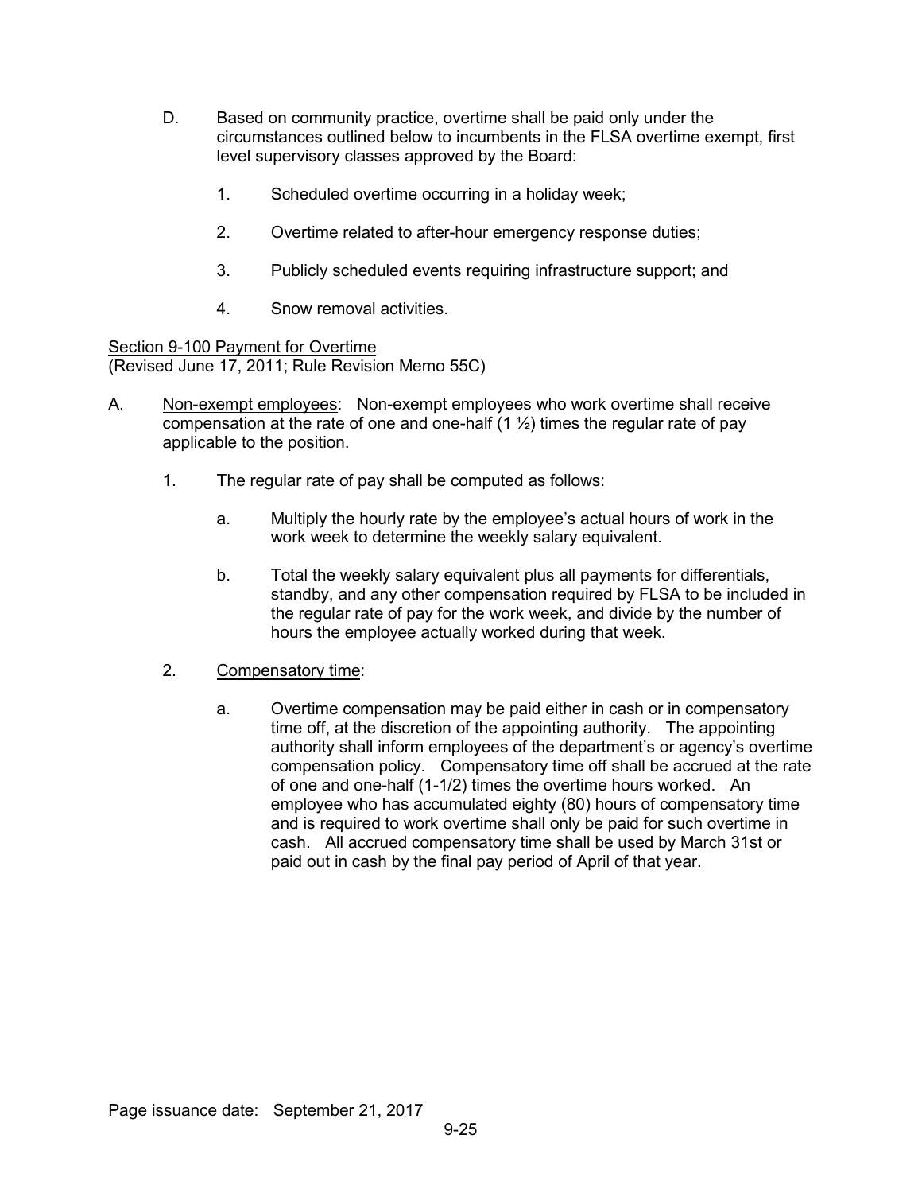D. Based on community practice, overtime shall be paid only under the circumstances outlined below to incumbents in the FLSA overtime exempt, first level supervisory classes approved by the Board:

   1. Scheduled overtime occurring in a holiday week;

   2. Overtime related to after-hour emergency response duties;

   3. Publicly scheduled events requiring infrastructure support; and

   4. Snow removal activities.

<u>Section 9-100 Payment for Overtime</u>
(Revised June 17, 2011; Rule Revision Memo 55C)

A. <u>Non-exempt employees</u>: Non-exempt employees who work overtime shall receive compensation at the rate of one and one-half (1 ½) times the regular rate of pay applicable to the position.

   1. The regular rate of pay shall be computed as follows:

      a. Multiply the hourly rate by the employee's actual hours of work in the work week to determine the weekly salary equivalent.

      b. Total the weekly salary equivalent plus all payments for differentials, standby, and any other compensation required by FLSA to be included in the regular rate of pay for the work week, and divide by the number of hours the employee actually worked during that week.

   2. <u>Compensatory time</u>:

      a. Overtime compensation may be paid either in cash or in compensatory time off, at the discretion of the appointing authority. The appointing authority shall inform employees of the department's or agency's overtime compensation policy. Compensatory time off shall be accrued at the rate of one and one-half (1-1/2) times the overtime hours worked. An employee who has accumulated eighty (80) hours of compensatory time and is required to work overtime shall only be paid for such overtime in cash. All accrued compensatory time shall be used by March 31st or paid out in cash by the final pay period of April of that year.

Page issuance date: September 21, 2017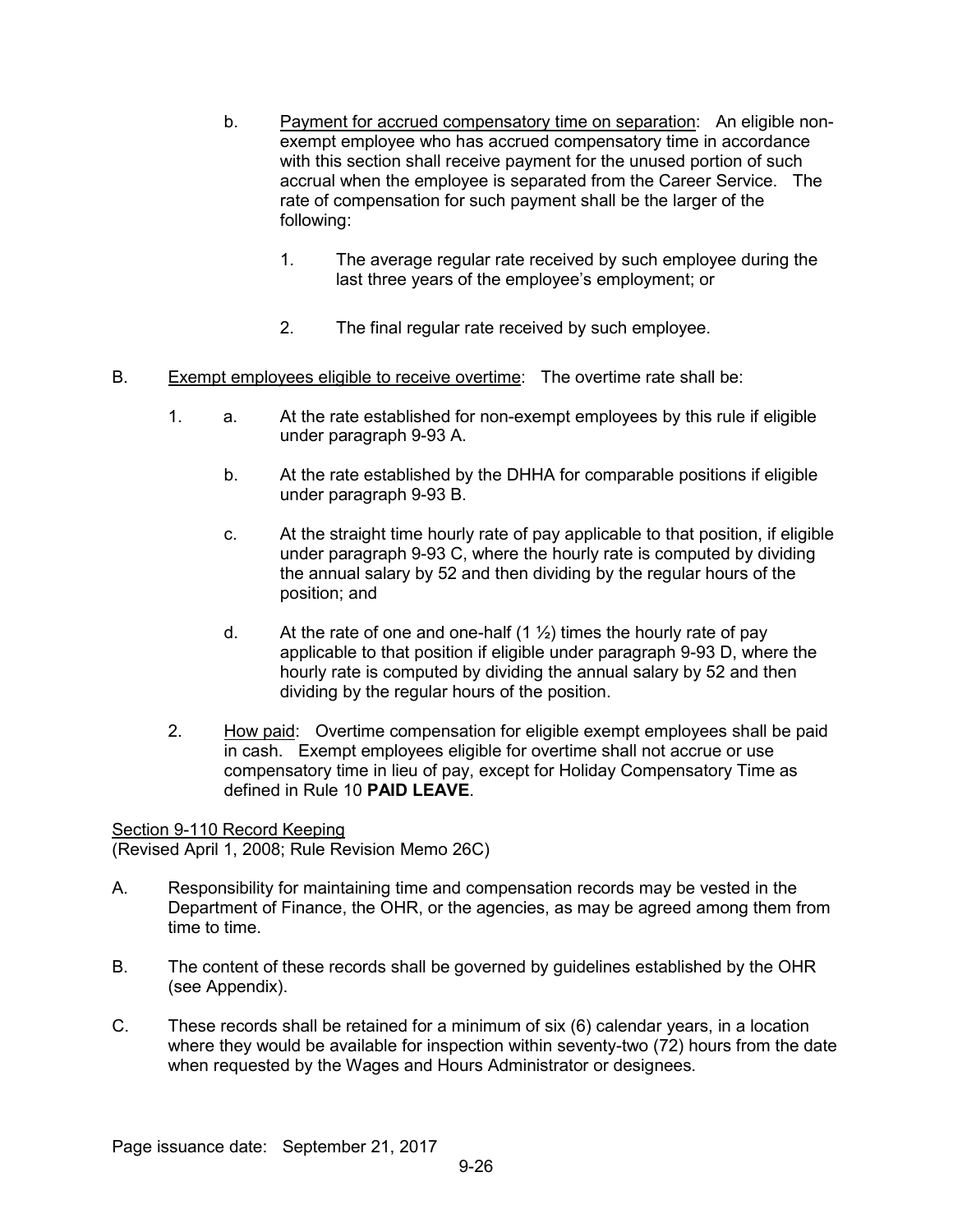b. Payment for accrued compensatory time on separation: An eligible non-exempt employee who has accrued compensatory time in accordance with this section shall receive payment for the unused portion of such accrual when the employee is separated from the Career Service. The rate of compensation for such payment shall be the larger of the following:

   1. The average regular rate received by such employee during the last three years of the employee's employment; or

   2. The final regular rate received by such employee.

B. Exempt employees eligible to receive overtime: The overtime rate shall be:

   1. a. At the rate established for non-exempt employees by this rule if eligible under paragraph 9-93 A.

      b. At the rate established by the DHHA for comparable positions if eligible under paragraph 9-93 B.

      c. At the straight time hourly rate of pay applicable to that position, if eligible under paragraph 9-93 C, where the hourly rate is computed by dividing the annual salary by 52 and then dividing by the regular hours of the position; and

      d. At the rate of one and one-half (1 ½) times the hourly rate of pay applicable to that position if eligible under paragraph 9-93 D, where the hourly rate is computed by dividing the annual salary by 52 and then dividing by the regular hours of the position.

   2. How paid: Overtime compensation for eligible exempt employees shall be paid in cash. Exempt employees eligible for overtime shall not accrue or use compensatory time in lieu of pay, except for Holiday Compensatory Time as defined in Rule 10 **PAID LEAVE**.

Section 9-110 Record Keeping
(Revised April 1, 2008; Rule Revision Memo 26C)

A. Responsibility for maintaining time and compensation records may be vested in the Department of Finance, the OHR, or the agencies, as may be agreed among them from time to time.

B. The content of these records shall be governed by guidelines established by the OHR (see Appendix).

C. These records shall be retained for a minimum of six (6) calendar years, in a location where they would be available for inspection within seventy-two (72) hours from the date when requested by the Wages and Hours Administrator or designees.

Page issuance date: September 21, 2017